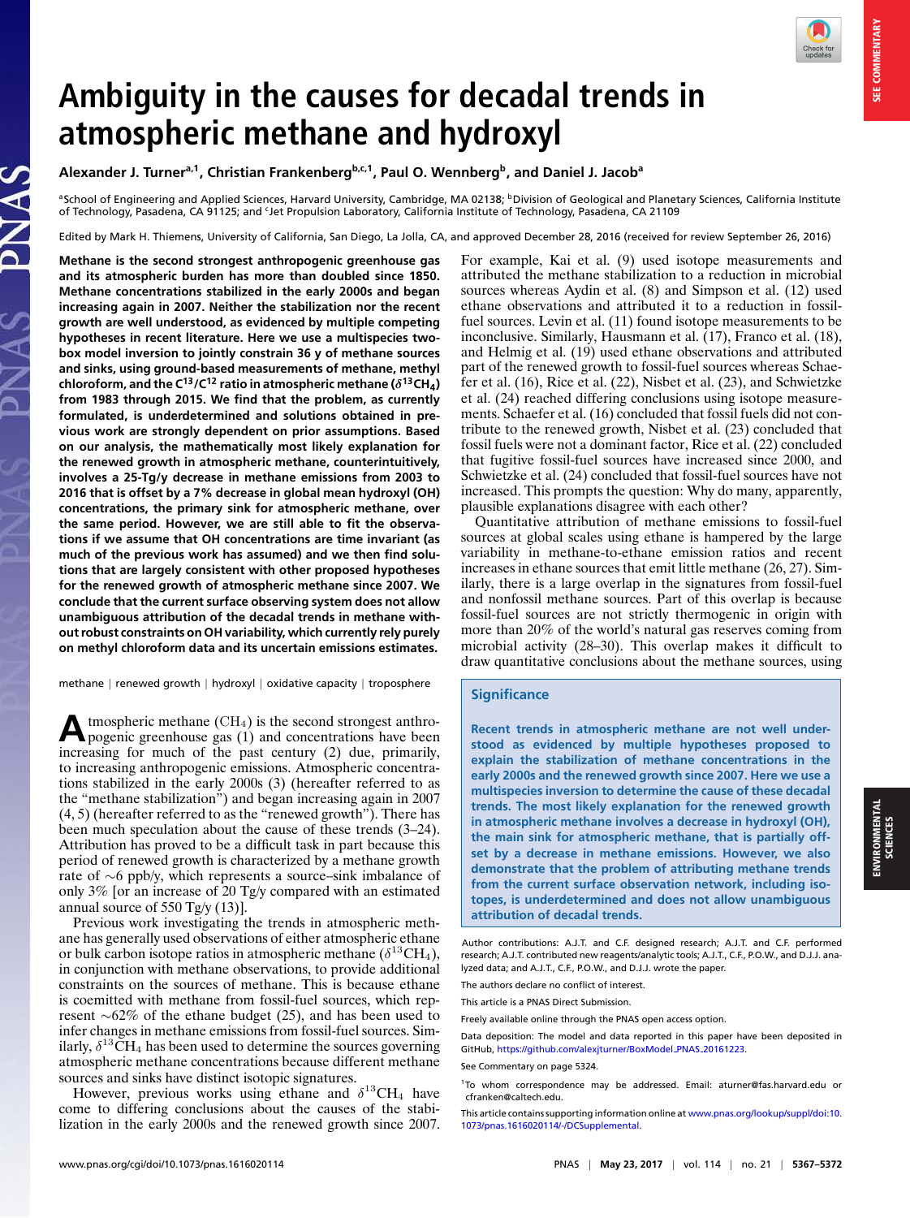# Ambiguity in the causes for decadal trends in atmospheric methane and hydroxyl

Alexander J. Turner[a,1], Christian Frankenberg[b,c,1], Paul O. Wennberg[b], and Daniel J. Jacob[a]

[a]School of Engineering and Applied Sciences, Harvard University, Cambridge, MA 02138; [b]Division of Geological and Planetary Sciences, California Institute of Technology, Pasadena, CA 91125; and [c]Jet Propulsion Laboratory, California Institute of Technology, Pasadena, CA 21109

Edited by Mark H. Thiemens, University of California, San Diego, La Jolla, CA, and approved December 28, 2016 (received for review September 26, 2016)

**Methane is the second strongest anthropogenic greenhouse gas and its atmospheric burden has more than doubled since 1850. Methane concentrations stabilized in the early 2000s and began increasing again in 2007. Neither the stabilization nor the recent growth are well understood, as evidenced by multiple competing hypotheses in recent literature. Here we use a multispecies two-box model inversion to jointly constrain 36 y of methane sources and sinks, using ground-based measurements of methane, methyl chloroform, and the C$^{13}$/C$^{12}$ ratio in atmospheric methane ($\delta^{13}CH_4$) from 1983 through 2015. We find that the problem, as currently formulated, is underdetermined and solutions obtained in previous work are strongly dependent on prior assumptions. Based on our analysis, the mathematically most likely explanation for the renewed growth in atmospheric methane, counterintuitively, involves a 25-Tg/y decrease in methane emissions from 2003 to 2016 that is offset by a 7% decrease in global mean hydroxyl (OH) concentrations, the primary sink for atmospheric methane, over the same period. However, we are still able to fit the observations if we assume that OH concentrations are time invariant (as much of the previous work has assumed) and we then find solutions that are largely consistent with other proposed hypotheses for the renewed growth of atmospheric methane since 2007. We conclude that the current surface observing system does not allow unambiguous attribution of the decadal trends in methane without robust constraints on OH variability, which currently rely purely on methyl chloroform data and its uncertain emissions estimates.**

methane | renewed growth | hydroxyl | oxidative capacity | troposphere

Atmospheric methane ($CH_4$) is the second strongest anthropogenic greenhouse gas (1) and concentrations have been increasing for much of the past century (2) due, primarily, to increasing anthropogenic emissions. Atmospheric concentrations stabilized in the early 2000s (3) (hereafter referred to as the "methane stabilization") and began increasing again in 2007 (4, 5) (hereafter referred to as the "renewed growth"). There has been much speculation about the cause of these trends (3–24). Attribution has proved to be a difficult task in part because this period of renewed growth is characterized by a methane growth rate of ~6 ppb/y, which represents a source–sink imbalance of only 3% [or an increase of 20 Tg/y compared with an estimated annual source of 550 Tg/y (13)].

Previous work investigating the trends in atmospheric methane has generally used observations of either atmospheric ethane or bulk carbon isotope ratios in atmospheric methane ($\delta^{13}CH_4$), in conjunction with methane observations, to provide additional constraints on the sources of methane. This is because ethane is coemitted with methane from fossil-fuel sources, which represent ~62% of the ethane budget (25), and has been used to infer changes in methane emissions from fossil-fuel sources. Similarly, $\delta^{13}CH_4$ has been used to determine the sources governing atmospheric methane concentrations because different methane sources and sinks have distinct isotopic signatures.

However, previous works using ethane and $\delta^{13}CH_4$ have come to differing conclusions about the causes of the stabilization in the early 2000s and the renewed growth since 2007. For example, Kai et al. (9) used isotope measurements and attributed the methane stabilization to a reduction in microbial sources whereas Aydin et al. (8) and Simpson et al. (12) used ethane observations and attributed it to a reduction in fossil-fuel sources. Levin et al. (11) found isotope measurements to be inconclusive. Similarly, Hausmann et al. (17), Franco et al. (18), and Helmig et al. (19) used ethane observations and attributed part of the renewed growth to fossil-fuel sources whereas Schaefer et al. (16), Rice et al. (22), Nisbet et al. (23), and Schwietzke et al. (24) reached differing conclusions using isotope measurements. Schaefer et al. (16) concluded that fossil fuels did not contribute to the renewed growth, Nisbet et al. (23) concluded that fossil fuels were not a dominant factor, Rice et al. (22) concluded that fugitive fossil-fuel sources have increased since 2000, and Schwietzke et al. (24) concluded that fossil-fuel sources have not increased. This prompts the question: Why do many, apparently, plausible explanations disagree with each other?

Quantitative attribution of methane emissions to fossil-fuel sources at global scales using ethane is hampered by the large variability in methane-to-ethane emission ratios and recent increases in ethane sources that emit little methane (26, 27). Similarly, there is a large overlap in the signatures from fossil-fuel and nonfossil methane sources. Part of this overlap is because fossil-fuel sources are not strictly thermogenic in origin with more than 20% of the world's natural gas reserves coming from microbial activity (28–30). This overlap makes it difficult to draw quantitative conclusions about the methane sources, using

## Significance

**Recent trends in atmospheric methane are not well understood as evidenced by multiple hypotheses proposed to explain the stabilization of methane concentrations in the early 2000s and the renewed growth since 2007. Here we use a multispecies inversion to determine the cause of these decadal trends. The most likely explanation for the renewed growth in atmospheric methane involves a decrease in hydroxyl (OH), the main sink for atmospheric methane, that is partially offset by a decrease in methane emissions. However, we also demonstrate that the problem of attributing methane trends from the current surface observation network, including isotopes, is underdetermined and does not allow unambiguous attribution of decadal trends.**

Author contributions: A.J.T. and C.F. designed research; A.J.T. and C.F. performed research; A.J.T. contributed new reagents/analytic tools; A.J.T., C.F., P.O.W., and D.J.J. analyzed data; and A.J.T., C.F., P.O.W., and D.J.J. wrote the paper.

The authors declare no conflict of interest.

This article is a PNAS Direct Submission.

Freely available online through the PNAS open access option.

Data deposition: The model and data reported in this paper have been deposited in GitHub, https://github.com/alexjturner/BoxModel_PNAS_20161223.

See Commentary on page 5324.

[1]To whom correspondence may be addressed. Email: aturner@fas.harvard.edu or cfranken@caltech.edu.

This article contains supporting information online at www.pnas.org/lookup/suppl/doi:10.1073/pnas.1616020114/-/DCSupplemental.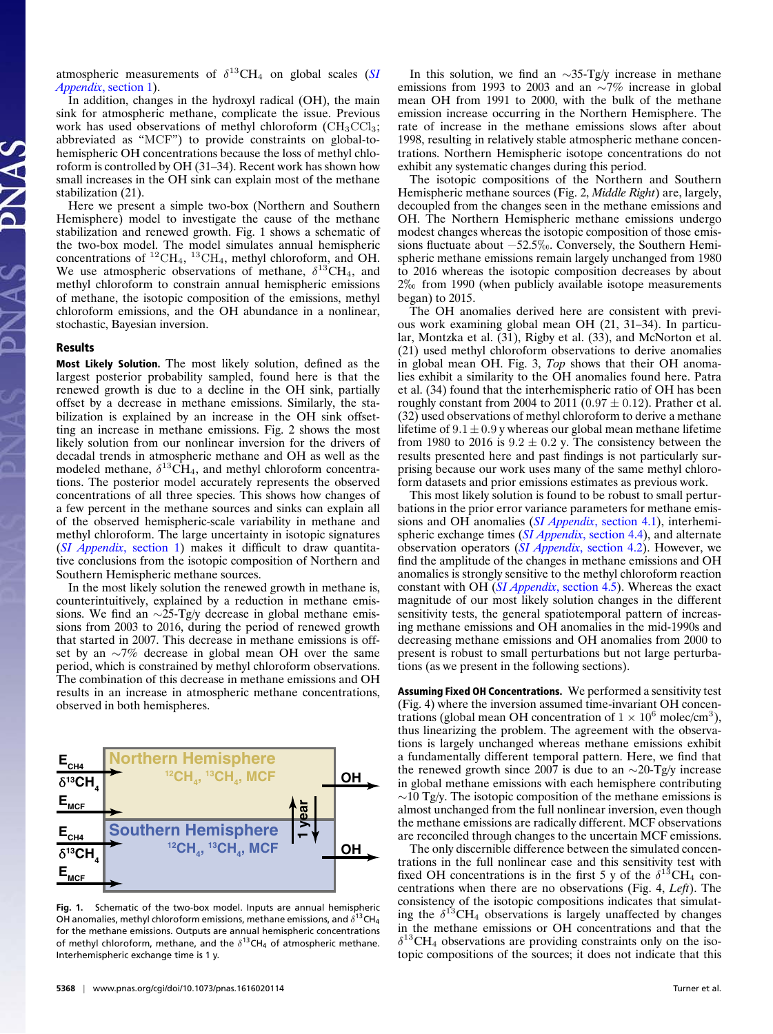atmospheric measurements of $\delta^{13}CH_4$ on global scales (*SI Appendix*, section 1).

In addition, changes in the hydroxyl radical (OH), the main sink for atmospheric methane, complicate the issue. Previous work has used observations of methyl chloroform ($CH_3CCl_3$; abbreviated as "MCF") to provide constraints on global-to-hemispheric OH concentrations because the loss of methyl chloroform is controlled by OH (31–34). Recent work has shown how small increases in the OH sink can explain most of the methane stabilization (21).

Here we present a simple two-box (Northern and Southern Hemisphere) model to investigate the cause of the methane stabilization and renewed growth. Fig. 1 shows a schematic of the two-box model. The model simulates annual hemispheric concentrations of $^{12}CH_4$, $^{13}CH_4$, methyl chloroform, and OH. We use atmospheric observations of methane, $\delta^{13}CH_4$, and methyl chloroform to constrain annual hemispheric emissions of methane, the isotopic composition of the emissions, methyl chloroform emissions, and the OH abundance in a nonlinear, stochastic, Bayesian inversion.

## Results

**Most Likely Solution.** The most likely solution, defined as the largest posterior probability sampled, found here is that the renewed growth is due to a decline in the OH sink, partially offset by a decrease in methane emissions. Similarly, the stabilization is explained by an increase in the OH sink offsetting an increase in methane emissions. Fig. 2 shows the most likely solution from our nonlinear inversion for the drivers of decadal trends in atmospheric methane and OH as well as the modeled methane, $\delta^{13}CH_4$, and methyl chloroform concentrations. The posterior model accurately represents the observed concentrations of all three species. This shows how changes of a few percent in the methane sources and sinks can explain all of the observed hemispheric-scale variability in methane and methyl chloroform. The large uncertainty in isotopic signatures (*SI Appendix*, section 1) makes it difficult to draw quantitative conclusions from the isotopic composition of Northern and Southern Hemispheric methane sources.

In the most likely solution the renewed growth in methane is, counterintuitively, explained by a reduction in methane emissions. We find an ∼25-Tg/y decrease in global methane emissions from 2003 to 2016, during the period of renewed growth that started in 2007. This decrease in methane emissions is offset by an ∼7% decrease in global mean OH over the same period, which is constrained by methyl chloroform observations. The combination of this decrease in methane emissions and OH results in an increase in atmospheric methane concentrations, observed in both hemispheres.

Fig. 1. Schematic of the two-box model. Inputs are annual hemispheric OH anomalies, methyl chloroform emissions, methane emissions, and $\delta^{13}CH_4$ for the methane emissions. Outputs are annual hemispheric concentrations of methyl chloroform, methane, and the $\delta^{13}CH_4$ of atmospheric methane. Interhemispheric exchange time is 1 y.

In this solution, we find an ∼35-Tg/y increase in methane emissions from 1993 to 2003 and an ∼7% increase in global mean OH from 1991 to 2000, with the bulk of the methane emission increase occurring in the Northern Hemisphere. The rate of increase in the methane emissions slows after about 1998, resulting in relatively stable atmospheric methane concentrations. Northern Hemisphere isotope concentrations do not exhibit any systematic changes during this period.

The isotopic compositions of the Northern and Southern Hemispheric methane sources (Fig. 2, *Middle Right*) are, largely, decoupled from the changes seen in the methane emissions and OH. The Northern Hemisphere methane emissions undergo modest changes whereas the isotopic composition of those emissions fluctuate about −52.5‰. Conversely, the Southern Hemispheric methane emissions remain largely unchanged from 1980 to 2016 whereas the isotopic composition decreases by about 2‰ from 1990 (when publicly available isotope measurements began) to 2015.

The OH anomalies derived here are consistent with previous work examining global mean OH (21, 31–34). In particular, Montzka et al. (31), Rigby et al. (33), and McNorton et al. (21) used methyl chloroform observations to derive anomalies in global mean OH. Fig. 3, *Top* shows that their OH anomalies exhibit a similarity to the OH anomalies found here. Patra et al. (34) found that the interhemispheric ratio of OH has been roughly constant from 2004 to 2011 ($0.97 \pm 0.12$). Prather et al. (32) used observations of methyl chloroform to derive a methane lifetime of $9.1 \pm 0.9$ y whereas our global mean methane lifetime from 1980 to 2016 is $9.2 \pm 0.2$ y. The consistency between the results presented here and past findings is not particularly surprising because our work uses many of the same methyl chloroform datasets and prior emissions estimates as previous work.

This most likely solution is found to be robust to small perturbations in the prior error variance parameters for methane emissions and OH anomalies (*SI Appendix*, section 4.1), interhemispheric exchange times (*SI Appendix*, section 4.4), and alternate observation operators (*SI Appendix*, section 4.2). However, we find the amplitude of the changes in methane emissions and OH anomalies is strongly sensitive to the methyl chloroform reaction constant with OH (*SI Appendix*, section 4.5). Whereas the exact magnitude of our most likely solution changes in the different sensitivity tests, the general spatiotemporal pattern of increasing methane emissions and OH anomalies in the mid-1990s and decreasing methane emissions and OH anomalies from 2000 to present is robust to small perturbations but not large perturbations (as we present in the following sections).

**Assuming Fixed OH Concentrations.** We performed a sensitivity test (Fig. 4) where the inversion assumed time-invariant OH concentrations (global mean OH concentration of $1 \times 10^6$ molec/cm$^3$), thus linearizing the problem. The agreement with the observations is largely unchanged whereas methane emissions exhibit a fundamentally different temporal pattern. Here, we find that the renewed growth since 2007 is due to an ∼20-Tg/y increase in global methane emissions with each hemisphere contributing ∼10 Tg/y. The isotopic composition of the methane emissions is almost unchanged from the full nonlinear inversion, even though the methane emissions are radically different. MCF observations are reconciled through changes to the uncertain MCF emissions.

The only discernible difference between the simulated concentrations in the full nonlinear case and this sensitivity test with fixed OH concentrations is in the first 5 y of the $\delta^{13}CH_4$ concentrations when there are no observations (Fig. 4, *Left*). The consistency of the isotopic compositions indicates that simulating the $\delta^{13}CH_4$ observations is largely unaffected by changes in the methane emissions or OH concentrations and that the $\delta^{13}CH_4$ observations are providing constraints only on the isotopic compositions of the sources; it does not indicate that this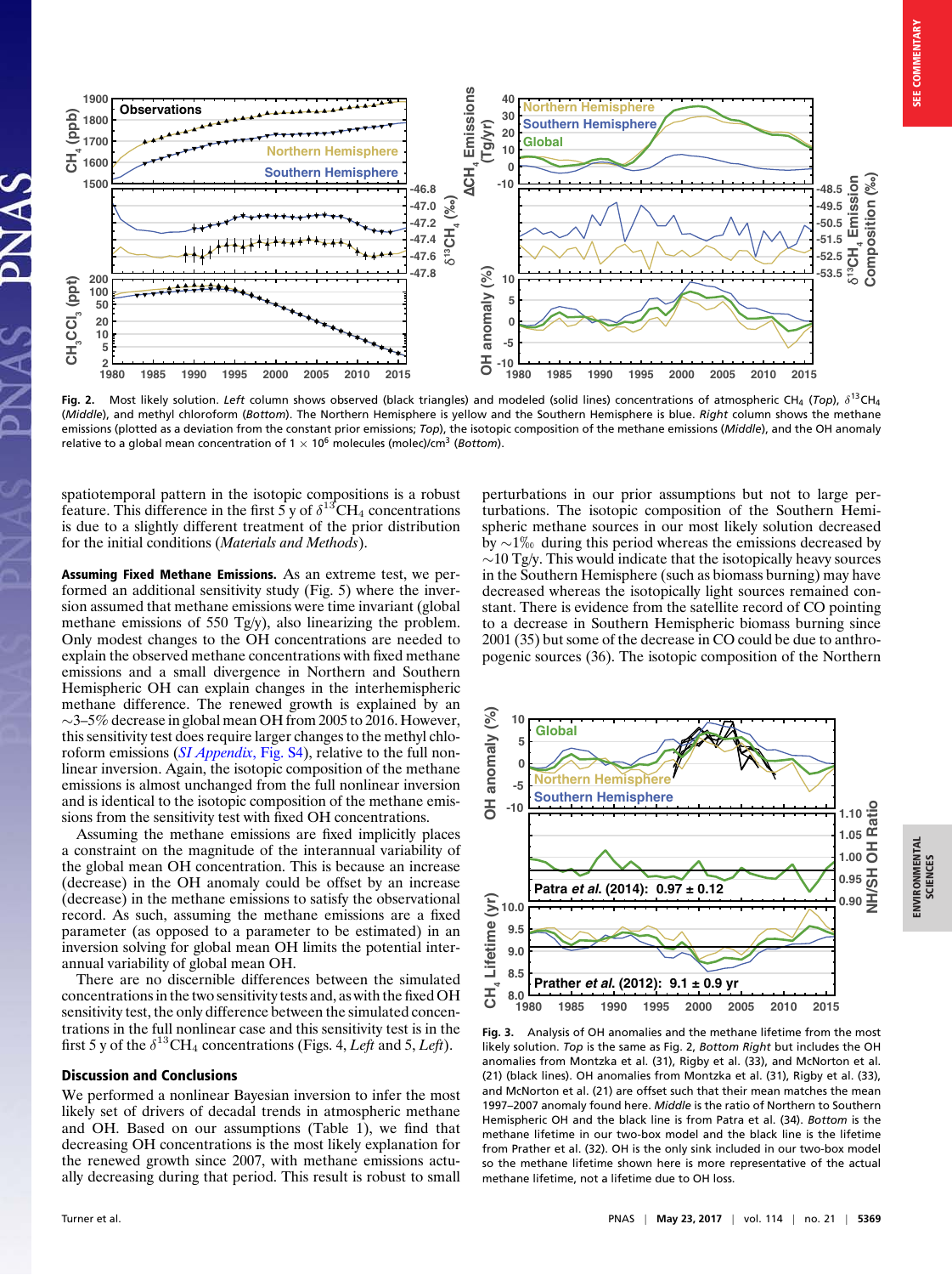Fig. 2. Most likely solution. *Left* column shows observed (black triangles) and modeled (solid lines) concentrations of atmospheric $CH_4$ (*Top*), $\delta^{13}CH_4$ (*Middle*), and methyl chloroform (*Bottom*). The Northern Hemisphere is yellow and the Southern Hemisphere is blue. *Right* column shows the methane emissions (plotted as a deviation from the constant prior emissions; *Top*), the isotopic composition of the methane emissions (*Middle*), and the OH anomaly relative to a global mean concentration of $1 \times 10^6$ molecules (molec)/cm$^3$ (*Bottom*).

spatiotemporal pattern in the isotopic compositions is a robust feature. This difference in the first 5 y of $\delta^{13}CH_4$ concentrations is due to a slightly different treatment of the prior distribution for the initial conditions (*Materials and Methods*).

**Assuming Fixed Methane Emissions.** As an extreme test, we performed an additional sensitivity study (Fig. 5) where the inversion assumed that methane emissions were time invariant (global methane emissions of 550 Tg/y), also linearizing the problem. Only modest changes to the OH concentrations are needed to explain the observed methane concentrations with fixed methane emissions and a small divergence in Northern and Southern Hemisphere OH can explain changes in the interhemispheric methane difference. The renewed growth is explained by an ~3–5% decrease in global mean OH from 2005 to 2016. However, this sensitivity test does require larger changes to the methyl chloroform emissions (*SI Appendix*, Fig. S4), relative to the full nonlinear inversion. Again, the isotopic composition of the methane emissions is almost unchanged from the full nonlinear inversion and is identical to the isotopic composition of the methane emissions from the sensitivity test with fixed OH concentrations.

Assuming the methane emissions are fixed implicitly places a constraint on the magnitude of the interannual variability of the global mean OH concentration. This is because an increase (decrease) in the OH anomaly could be offset by an increase (decrease) in the methane emissions to satisfy the observational record. As such, assuming the methane emissions are a fixed parameter (as opposed to a parameter to be estimated) in an inversion solving for global mean OH limits the potential interannual variability of global mean OH.

There are no discernible differences between the simulated concentrations in the two sensitivity tests and, as with the fixed OH sensitivity test, the only difference between the simulated concentrations in the full nonlinear case and this sensitivity test is in the first 5 y of the $\delta^{13}CH_4$ concentrations (Figs. 4, *Left* and 5, *Left*).

## Discussion and Conclusions

We performed a nonlinear Bayesian inversion to infer the most likely set of drivers of decadal trends in atmospheric methane and OH. Based on our assumptions (Table 1), we find that decreasing OH concentrations is the most likely explanation for the renewed growth since 2007, with methane emissions actually decreasing during that period. This result is robust to small perturbations in our prior assumptions but not to large perturbations. The isotopic composition of the Southern Hemispheric methane sources in our most likely solution decreased by ~1‰ during this period whereas the emissions decreased by ~10 Tg/y. This would indicate that the isotopically heavy sources in the Southern Hemisphere (such as biomass burning) may have decreased whereas the isotopically light sources remained constant. There is evidence from the satellite record of CO pointing to a decrease in Southern Hemispheric biomass burning since 2001 (35) but some of the decrease in CO could be due to anthropogenic sources (36). The isotopic composition of the Northern

Fig. 3. Analysis of OH anomalies and the methane lifetime from the most likely solution. *Top* is the same as Fig. 2, *Bottom Right* but includes the OH anomalies from Montzka et al. (31), Rigby et al. (33), and McNorton et al. (21) (black lines). OH anomalies from Montzka et al. (31), Rigby et al. (33), and McNorton et al. (21) are offset such that their mean matches the mean 1997–2007 anomaly found here. *Middle* is the ratio of Northern to Southern Hemispheric OH and the black line is from Patra et al. (34). *Bottom* is the methane lifetime in our two-box model and the black line is the lifetime from Prather et al. (32). OH is the only sink included in our two-box model so the methane lifetime shown here is more representative of the actual methane lifetime, not a lifetime due to OH loss.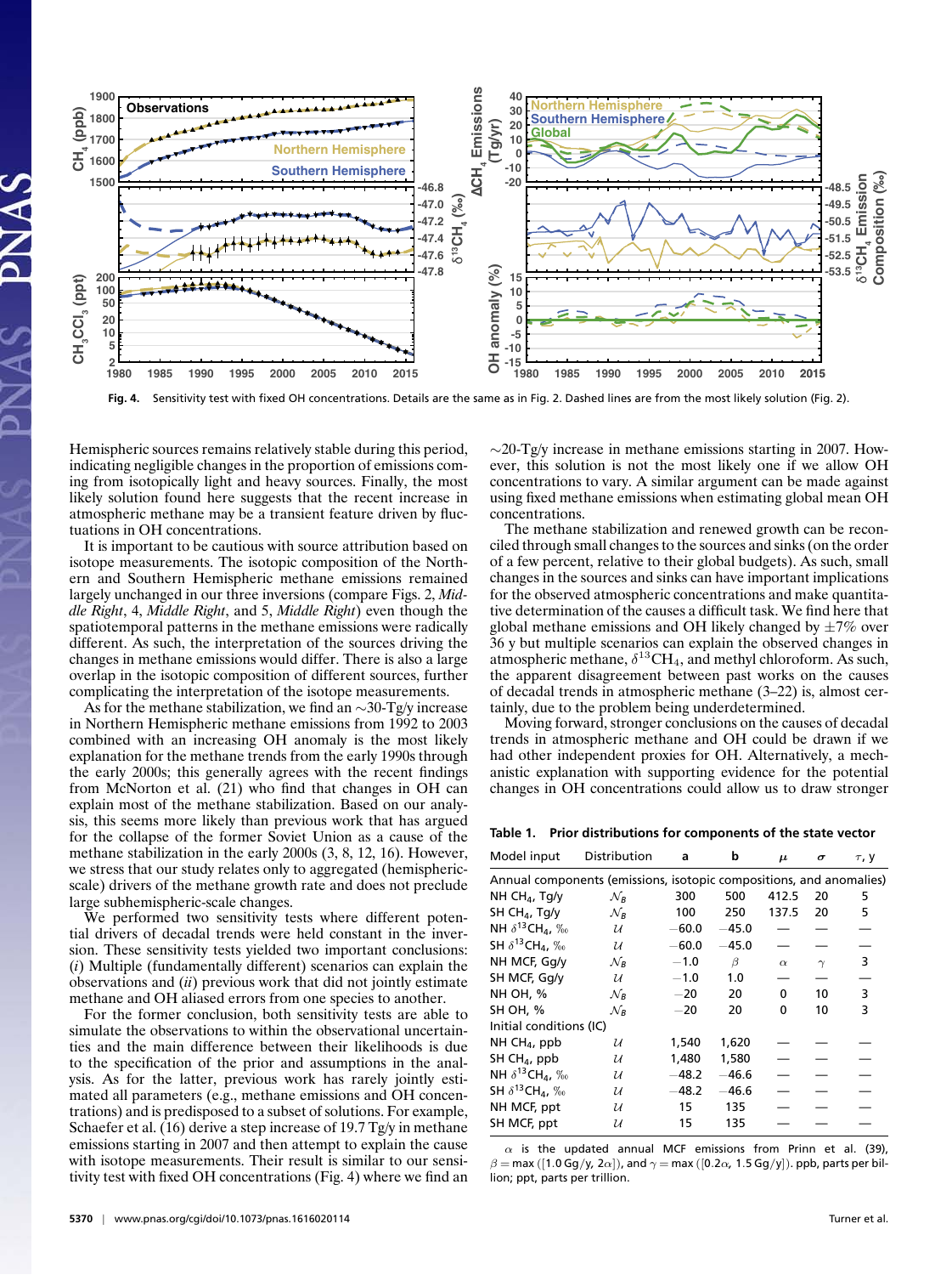**Fig. 4.** Sensitivity test with fixed OH concentrations. Details are the same as in Fig. 2. Dashed lines are from the most likely solution (Fig. 2).

Hemispheric sources remains relatively stable during this period, indicating negligible changes in the proportion of emissions coming from isotopically light and heavy sources. Finally, the most likely solution found here suggests that the recent increase in atmospheric methane may be a transient feature driven by fluctuations in OH concentrations.

It is important to be cautious with source attribution based on isotope measurements. The isotopic composition of the Northern and Southern Hemisphere methane emissions remained largely unchanged in our three inversions (compare Figs. 2, *Middle Right*, 4, *Middle Right*, and 5, *Middle Right*) even though the spatiotemporal patterns in the methane emissions were radically different. As such, the interpretation of the sources driving the changes in methane emissions would differ. There is also a large overlap in the isotopic composition of different sources, further complicating the interpretation of the isotope measurements.

As for the methane stabilization, we find an ∼30-Tg/y increase in Northern Hemispheric methane emissions from 1992 to 2003 combined with an increasing OH anomaly is the most likely explanation for the methane trends from the early 1990s through the early 2000s; this generally agrees with the recent findings from McNorton et al. (21) who find that changes in OH can explain most of the methane stabilization. Based on our analysis, this seems more likely than previous work that has argued for the collapse of the former Soviet Union as a cause of the methane stabilization in the early 2000s (3, 8, 12, 16). However, we stress that our study relates only to aggregated (hemispheric-scale) drivers of the methane growth rate and does not preclude large subhemispheric-scale changes.

We performed two sensitivity tests where different potential drivers of decadal trends were held constant in the inversion. These sensitivity tests yielded two important conclusions: (*i*) Multiple (fundamentally different) scenarios can explain the observations and (*ii*) previous work that did not jointly estimate methane and OH aliased errors from one species to another.

For the former conclusion, both sensitivity tests are able to simulate the observations to within the observational uncertainties and the main difference between their likelihoods is due to the specification of the prior and assumptions in the analysis. As for the latter, previous work has rarely jointly estimated all parameters (e.g., methane emissions and OH concentrations) and is predisposed to a subset of solutions. For example, Schaefer et al. (16) derive a step increase of 19.7 Tg/y in methane emissions starting in 2007 and then attempt to explain the cause with isotope measurements. Their result is similar to our sensitivity test with fixed OH concentrations (Fig. 4) where we find an ∼20-Tg/y increase in methane emissions starting in 2007. However, this solution is not the most likely one if we allow OH concentrations to vary. A similar argument can be made against using fixed methane emissions when estimating global mean OH concentrations.

The methane stabilization and renewed growth can be reconciled through small changes to the sources and sinks (on the order of a few percent, relative to their global budgets). As such, small changes in the sources and sinks can have important implications for the observed atmospheric concentrations and make quantitative determination of the causes a difficult task. We find here that global methane emissions and OH likely changed by ±7% over 36 y but multiple scenarios can explain the observed changes in atmospheric methane, $\delta^{13}CH_4$, and methyl chloroform. As such, the apparent disagreement between past works on the causes of decadal trends in atmospheric methane (3–22) is, almost certainly, due to the problem being underdetermined.

Moving forward, stronger conclusions on the causes of decadal trends in atmospheric methane and OH could be drawn if we had other independent proxies for OH. Alternatively, a mechanistic explanation with supporting evidence for the potential changes in OH concentrations could allow us to draw stronger

**Table 1. Prior distributions for components of the state vector**

| Model input | Distribution | a | b | $\mu$ | $\sigma$ | $\tau$, y |
|---|---|---|---|---|---|---|
| Annual components (emissions, isotopic compositions, and anomalies) | | | | | | |
| NH $CH_4$, Tg/y | $\mathcal{N}_B$ | 300 | 500 | 412.5 | 20 | 5 |
| SH $CH_4$, Tg/y | $\mathcal{N}_B$ | 100 | 250 | 137.5 | 20 | 5 |
| NH $\delta^{13}CH_4$, ‰ | $\mathcal{U}$ | −60.0 | −45.0 | — | — | — |
| SH $\delta^{13}CH_4$, ‰ | $\mathcal{U}$ | −60.0 | −45.0 | — | — | — |
| NH MCF, Gg/y | $\mathcal{N}_B$ | −1.0 | $\beta$ | $\alpha$ | $\gamma$ | 3 |
| SH MCF, Gg/y | $\mathcal{U}$ | −1.0 | 1.0 | — | — | — |
| NH OH, % | $\mathcal{N}_B$ | −20 | 20 | 0 | 10 | 3 |
| SH OH, % | $\mathcal{N}_B$ | −20 | 20 | 0 | 10 | 3 |
| Initial conditions (IC) | | | | | | |
| NH $CH_4$, ppb | $\mathcal{U}$ | 1,540 | 1,620 | — | — | — |
| SH $CH_4$, ppb | $\mathcal{U}$ | 1,480 | 1,580 | — | — | — |
| NH $\delta^{13}CH_4$, ‰ | $\mathcal{U}$ | −48.2 | −46.6 | — | — | — |
| SH $\delta^{13}CH_4$, ‰ | $\mathcal{U}$ | −48.2 | −46.6 | — | — | — |
| NH MCF, ppt | $\mathcal{U}$ | 15 | 135 | — | — | — |
| SH MCF, ppt | $\mathcal{U}$ | 15 | 135 | — | — | — |

$\alpha$ is the updated annual MCF emissions from Prinn et al. (39), $\beta = \max([1.0\,Gg/y, 2\alpha])$, and $\gamma = \max([0.2\alpha, 1.5\,Gg/y])$. ppb, parts per billion; ppt, parts per trillion.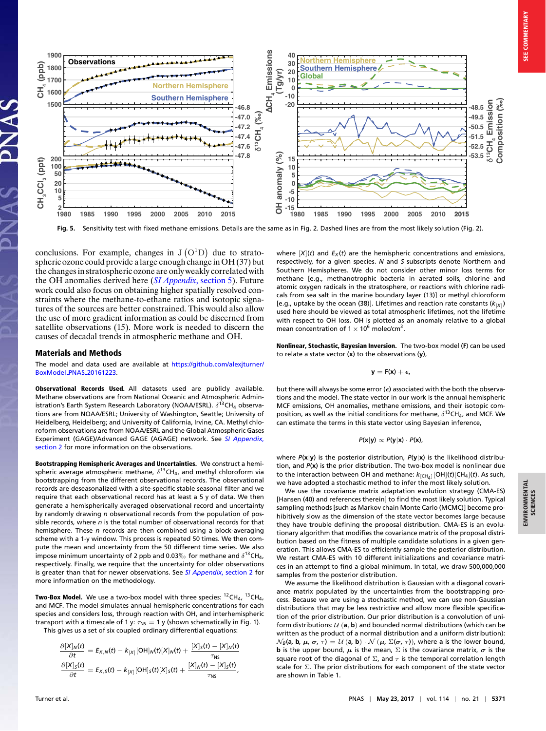Fig. 5. Sensitivity test with fixed methane emissions. Details are the same as in Fig. 2. Dashed lines are from the most likely solution (Fig. 2).

conclusions. For example, changes in $J(O^1D)$ due to stratospheric ozone could provide a large enough change in OH (37) but the changes in stratospheric ozone are only weakly correlated with the OH anomalies derived here (*SI Appendix*, section 5). Future work could also focus on obtaining higher spatially resolved constraints where the methane-to-ethane ratios and isotopic signatures of the sources are better constrained. This would also allow the use of more gradient information as could be discerned from satellite observations (15). More work is needed to discern the causes of decadal trends in atmospheric methane and OH.

## Materials and Methods

The model and data used are available at https://github.com/alexjturner/BoxModel_PNAS_20161223.

**Observational Records Used.** All datasets used are publicly available. Methane observations are from National Oceanic and Atmospheric Administration's Earth System Research Laboratory (NOAA/ESRL). $\delta^{13}CH_4$ observations are from NOAA/ESRL; University of Washington, Seattle; University of Heidelberg, Heidelberg; and University of California, Irvine, CA. Methyl chloroform observations are from NOAA/ESRL and the Global Atmospheric Gases Experiment (GAGE)/Advanced GAGE (AGAGE) network. See *SI Appendix*, section 2 for more information on the observations.

**Bootstrapping Hemispheric Averages and Uncertainties.** We construct a hemispheric average atmospheric methane, $\delta^{13}CH_4$, and methyl chloroform via bootstrapping from the different observational records. The observational records are deseasonalized with a site-specific stable seasonal filter and we require that each observational record has at least a 5 y of data. We then generate a hemispherically averaged observational record and uncertainty by randomly drawing $n$ observational records from the population of possible records, where $n$ is the total number of observational records for that hemisphere. These $n$ records are then combined using a block-averaging scheme with a 1-y window. This process is repeated 50 times. We then compute the mean and uncertainty from the 50 different time series. We also impose minimum uncertainty of 2 ppb and 0.03‰ for methane and $\delta^{13}CH_4$, respectively. Finally, we require that the uncertainty for older observations is greater than that for newer observations. See *SI Appendix*, section 2 for more information on the methodology.

**Two-Box Model.** We use a two-box model with three species: $^{12}CH_4$, $^{13}CH_4$, and MCF. The model simulates annual hemispheric concentrations for each species and considers loss, through reaction with OH, and interhemispheric transport with a timescale of 1 y: $\tau_{NS} = 1$ y (shown schematically in Fig. 1). This gives us a set of six coupled ordinary differential equations:

$$\frac{\partial [X]_N(t)}{\partial t} = E_{X,N}(t) - k_{[X]}[OH]_N(t)[X]_N(t) + \frac{[X]_S(t) - [X]_N(t)}{\tau_{NS}}$$

$$\frac{\partial [X]_S(t)}{\partial t} = E_{X,S}(t) - k_{[X]}[OH]_S(t)[X]_S(t) + \frac{[X]_N(t) - [X]_S(t)}{\tau_{NS}},$$

where $[X](t)$ and $E_X(t)$ are the hemispheric concentrations and emissions, respectively, for a given species. $N$ and $S$ subscripts denote Northern and Southern Hemispheres. We do not consider other minor loss terms for methane [e.g., methanotrophic bacteria in aerated soils, chlorine and atomic oxygen radicals in the stratosphere, or reactions with chlorine radicals from sea salt in the marine boundary layer (13)] or methyl chloroform [e.g., uptake by the ocean (38)]. Lifetimes and reaction rate constants ($k_{[X]}$) used here should be viewed as total atmospheric lifetimes, not the lifetime with respect to OH loss. OH is plotted as an anomaly relative to a global mean concentration of $1 \times 10^6$ molec/cm$^3$.

**Nonlinear, Stochastic, Bayesian Inversion.** The two-box model (**F**) can be used to relate a state vector (**x**) to the observations (**y**),

$$\mathbf{y} = \mathbf{F}(\mathbf{x}) + \epsilon,$$

but there will always be some error ($\epsilon$) associated with the both the observations and the model. The state vector in our work is the annual hemispheric MCF emissions, OH anomalies, methane emissions, and their isotopic composition, as well as the initial conditions for methane, $\delta^{13}CH_4$, and MCF. We can estimate the terms in this state vector using Bayesian inference,

$$P(\mathbf{x}|\mathbf{y}) \propto P(\mathbf{y}|\mathbf{x}) \cdot P(\mathbf{x}),$$

where $P(\mathbf{x}|\mathbf{y})$ is the posterior distribution, $P(\mathbf{y}|\mathbf{x})$ is the likelihood distribution, and $P(\mathbf{x})$ is the prior distribution. The two-box model is nonlinear due to the interaction between OH and methane: $k_{[CH_4]}[OH](t)[CH_4](t)$. As such, we have adopted a stochastic method to infer the most likely solution.

We use the covariance matrix adaptation evolution strategy (CMA-ES) [Hansen (40) and references therein] to find the most likely solution. Typical sampling methods [such as Markov chain Monte Carlo (MCMC)] become prohibitively slow as the dimension of the state vector becomes large because they have trouble defining the proposal distribution. CMA-ES is an evolutionary algorithm that modifies the covariance matrix of the proposal distribution based on the fitness of multiple candidate solutions in a given generation. This allows CMA-ES to efficiently sample the posterior distribution. We restart CMA-ES with 10 different initializations and covariance matrices in an attempt to find a global minimum. In total, we draw 500,000,000 samples from the posterior distribution.

We assume the likelihood distribution is Gaussian with a diagonal covariance matrix populated by the uncertainties from the bootstrapping process. Because we are using a stochastic method, we can use non-Gaussian distributions that may be less restrictive and allow more flexible specification of the prior distribution. Our prior distribution is a convolution of uniform distributions: $\mathcal{U}(\mathbf{a}, \mathbf{b})$ and bounded normal distributions (which can be written as the product of a normal distribution and a uniform distribution): $\mathcal{N}_B(\mathbf{a}, \mathbf{b}, \boldsymbol{\mu}, \boldsymbol{\sigma}, \tau) = \mathcal{U}(\mathbf{a}, \mathbf{b}) \cdot \mathcal{N}(\boldsymbol{\mu}, \Sigma(\boldsymbol{\sigma}, \tau))$, where $\mathbf{a}$ is the lower bound, $\mathbf{b}$ is the upper bound, $\boldsymbol{\mu}$ is the mean, $\Sigma$ is the covariance matrix, $\boldsymbol{\sigma}$ is the square root of the diagonal of $\Sigma$, and $\tau$ is the temporal correlation length scale for $\Sigma$. The prior distributions for each component of the state vector are shown in Table 1.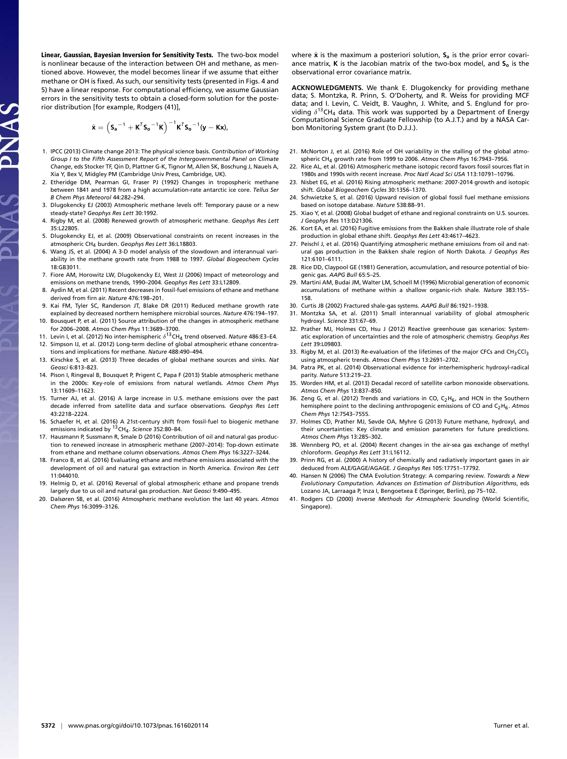**Linear, Gaussian, Bayesian Inversion for Sensitivity Tests.** The two-box model is nonlinear because of the interaction between OH and methane, as mentioned above. However, the model becomes linear if we assume that either methane or OH is fixed. As such, our sensitivity tests (presented in Figs. 4 and 5) have a linear response. For computational efficiency, we assume Gaussian errors in the sensitivity tests to obtain a closed-form solution for the posterior distribution [for example, Rodgers (41)],

$$\hat{\mathbf{x}} = \left(\mathbf{S_a}^{-1} + \mathbf{K}^T\mathbf{S_o}^{-1}\mathbf{K}\right)^{-1}\mathbf{K}^T\mathbf{S_o}^{-1}(\mathbf{y} - \mathbf{Kx}),$$

where $\hat{\mathbf{x}}$ is the maximum a posteriori solution, $\mathbf{S_a}$ is the prior error covariance matrix, $\mathbf{K}$ is the Jacobian matrix of the two-box model, and $\mathbf{S_o}$ is the observational error covariance matrix.

**ACKNOWLEDGMENTS.** We thank E. Dlugokencky for providing methane data; S. Montzka, R. Prinn, S. O'Doherty, and R. Weiss for providing MCF data; and I. Levin, C. Veidt, B. Vaughn, J. White, and S. Englund for providing $\delta^{13}CH_4$ data. This work was supported by a Department of Energy Computational Science Graduate Fellowship (to A.J.T.) and by a NASA Carbon Monitoring System grant (to D.J.J.).

1. IPCC (2013) Climate change 2013: The physical science basis. *Contribution of Working Group I to the Fifth Assessment Report of the Intergovernmental Panel on Climate Change*, eds Stocker TF, Qin D, Plattner G-K, Tignor M, Allen SK, Boschung J, Nauels A, Xia Y, Bex V, Midgley PM (Cambridge Univ Press, Cambridge, UK).
2. Etheridge DM, Pearman GI, Fraser PJ (1992) Changes in tropospheric methane between 1841 and 1978 from a high accumulation-rate antarctic ice core. *Tellus Ser B Chem Phys Meteorol* 44:282–294.
3. Dlugokencky EJ (2003) Atmospheric methane levels off: Temporary pause or a new steady-state? *Geophys Res Lett* 30:1992.
4. Rigby M, et al. (2008) Renewed growth of atmospheric methane. *Geophys Res Lett* 35:L22805.
5. Dlugokencky EJ, et al. (2009) Observational constraints on recent increases in the atmospheric $CH_4$ burden. *Geophys Res Lett* 36:L18803.
6. Wang JS, et al. (2004) A 3-D model analysis of the slowdown and interannual variability in the methane growth rate from 1988 to 1997. *Global Biogeochem Cycles* 18:GB3011.
7. Fiore AM, Horowitz LW, Dlugokencky EJ, West JJ (2006) Impact of meteorology and emissions on methane trends, 1990–2004. *Geophys Res Lett* 33:L12809.
8. Aydin M, et al. (2011) Recent decreases in fossil-fuel emissions of ethane and methane derived from firn air. *Nature* 476:198–201.
9. Kai FM, Tyler SC, Randerson JT, Blake DR (2011) Reduced methane growth rate explained by decreased northern hemisphere microbial sources. *Nature* 476:194–197.
10. Bousquet P, et al. (2011) Source attribution of the changes in atmospheric methane for 2006–2008. *Atmos Chem Phys* 11:3689–3700.
11. Levin I, et al. (2012) No inter-hemispheric $\delta^{13}CH_4$ trend observed. *Nature* 486:E3–E4.
12. Simpson IJ, et al. (2012) Long-term decline of global atmospheric ethane concentrations and implications for methane. *Nature* 488:490–494.
13. Kirschke S, et al. (2013) Three decades of global methane sources and sinks. *Nat Geosci* 6:813–823.
14. Pison I, Ringeval B, Bousquet P, Prigent C, Papa F (2013) Stable atmospheric methane in the 2000s: Key-role of emissions from natural wetlands. *Atmos Chem Phys* 13:11609–11623.
15. Turner AJ, et al. (2016) A large increase in U.S. methane emissions over the past decade inferred from satellite data and surface observations. *Geophys Res Lett* 43:2218–2224.
16. Schaefer H, et al. (2016) A 21st-century shift from fossil-fuel to biogenic methane emissions indicated by $^{13}CH_4$. *Science* 352:80–84.
17. Hausmann P, Sussmann R, Smale D (2016) Contribution of oil and natural gas production to renewed increase in atmospheric methane (2007–2014): Top-down estimate from ethane and methane column observations. *Atmos Chem Phys* 16:3227–3244.
18. Franco B, et al. (2016) Evaluating ethane and methane emissions associated with the development of oil and natural gas extraction in North America. *Environ Res Lett* 11:044010.
19. Helmig D, et al. (2016) Reversal of global atmospheric ethane and propane trends largely due to us oil and natural gas production. *Nat Geosci* 9:490–495.
20. Dalsøren SB, et al. (2016) Atmospheric methane evolution the last 40 years. *Atmos Chem Phys* 16:3099–3126.
21. McNorton J, et al. (2016) Role of OH variability in the stalling of the global atmospheric $CH_4$ growth rate from 1999 to 2006. *Atmos Chem Phys* 16:7943–7956.
22. Rice AL, et al. (2016) Atmospheric methane isotopic record favors fossil sources flat in 1980s and 1990s with recent increase. *Proc Natl Acad Sci USA* 113:10791–10796.
23. Nisbet EG, et al. (2016) Rising atmospheric methane: 2007-2014 growth and isotopic shift. *Global Biogeochem Cycles* 30:1356–1370.
24. Schwietzke S, et al. (2016) Upward revision of global fossil fuel methane emissions based on isotope database. *Nature* 538:88–91.
25. Xiao Y, et al. (2008) Global budget of ethane and regional constraints on U.S. sources. *J Geophys Res* 113:D21306.
26. Kort EA, et al. (2016) Fugitive emissions from the Bakken shale illustrate role of shale production in global ethane shift. *Geophys Res Lett* 43:4617–4623.
27. Peischl J, et al. (2016) Quantifying atmospheric methane emissions from oil and natural gas production in the Bakken shale region of North Dakota. *J Geophys Res* 121:6101–6111.
28. Rice DD, Claypool GE (1981) Generation, accumulation, and resource potential of biogenic gas. *AAPG Bull* 65:5–25.
29. Martini AM, Budai JM, Walter LM, Schoell M (1996) Microbial generation of economic accumulations of methane within a shallow organic-rich shale. *Nature* 383:155–158.
30. Curtis JB (2002) Fractured shale-gas systems. *AAPG Bull* 86:1921–1938.
31. Montzka SA, et al. (2011) Small interannual variability of global atmospheric hydroxyl. *Science* 331:67–69.
32. Prather MJ, Holmes CD, Hsu J (2012) Reactive greenhouse gas scenarios: Systematic exploration of uncertainties and the role of atmospheric chemistry. *Geophys Res Lett* 39:L09803.
33. Rigby M, et al. (2013) Re-evaluation of the lifetimes of the major CFCs and $CH_3CCl_3$ using atmospheric trends. *Atmos Chem Phys* 13:2691–2702.
34. Patra PK, et al. (2014) Observational evidence for interhemispheric hydroxyl-radical parity. *Nature* 513:219–23.
35. Worden HM, et al. (2013) Decadal record of satellite carbon monoxide observations. *Atmos Chem Phys* 13:837–850.
36. Zeng G, et al. (2012) Trends and variations in CO, $C_2H_6$, and HCN in the Southern hemisphere point to the declining anthropogenic emissions of CO and $C_2H_6$. *Atmos Chem Phys* 12:7543–7555.
37. Holmes CD, Prather MJ, Søvde OA, Myhre G (2013) Future methane, hydroxyl, and their uncertainties: Key climate and emission parameters for future predictions. *Atmos Chem Phys* 13:285–302.
38. Wennberg PO, et al. (2004) Recent changes in the air-sea gas exchange of methyl chloroform. *Geophys Res Lett* 31:L16112.
39. Prinn RG, et al. (2000) A history of chemically and radiatively important gases in air deduced from ALE/GAGE/AGAGE. *J Geophys Res* 105:17751–17792.
40. Hansen N (2006) The CMA Evolution Strategy: A comparing review. *Towards a New Evolutionary Computation. Advances on Estimation of Distribution Algorithms*, eds Lozano JA, Larraaga P, Inza I, Bengoetxea E (Springer, Berlin), pp 75–102.
41. Rodgers CD (2000) *Inverse Methods for Atmospheric Sounding* (World Scientific, Singapore).